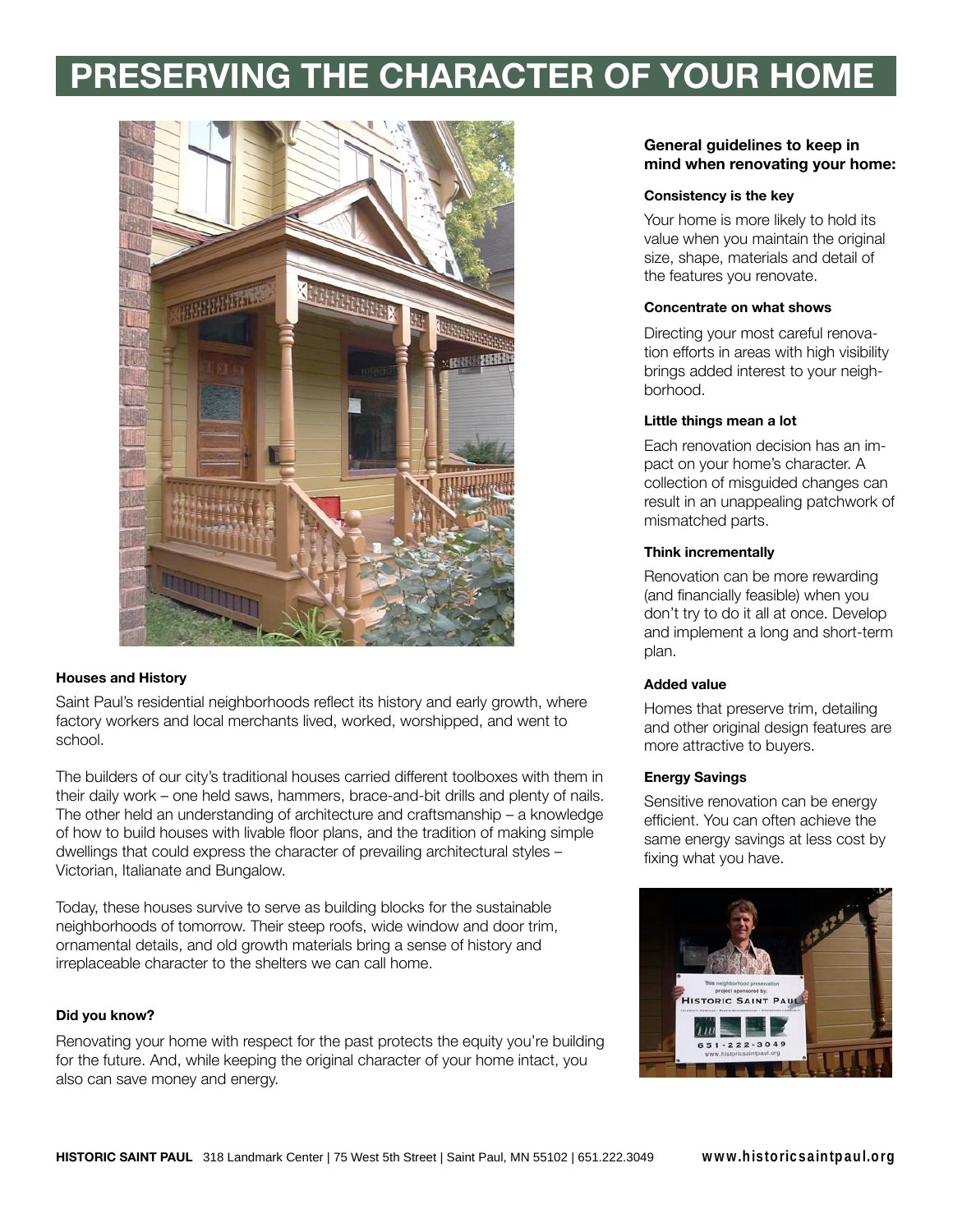# PRESERVING THE CHARACTER OF YOUR HOME

### Houses and History

Saint Paul's residential neighborhoods reflect its history and early growth, where factory workers and local merchants lived, worked, worshipped, and went to school.

The builders of our city's traditional houses carried different toolboxes with them in their daily work – one held saws, hammers, brace-and-bit drills and plenty of nails. The other held an understanding of architecture and craftsmanship – a knowledge of how to build houses with livable floor plans, and the tradition of making simple dwellings that could express the character of prevailing architectural styles – Victorian, Italianate and Bungalow.

Today, these houses survive to serve as building blocks for the sustainable neighborhoods of tomorrow. Their steep roofs, wide window and door trim, ornamental details, and old growth materials bring a sense of history and irreplaceable character to the shelters we can call home.

### Did you know?

Renovating your home with respect for the past protects the equity you're building for the future. And, while keeping the original character of your home intact, you also can save money and energy.

## General guidelines to keep in mind when renovating your home:

#### Consistency is the key

Your home is more likely to hold its value when you maintain the original size, shape, materials and detail of the features you renovate.

#### Concentrate on what shows

Directing your most careful renovation efforts in areas with high visibility brings added interest to your neighborhood.

#### Little things mean a lot

Each renovation decision has an impact on your home's character. A collection of misguided changes can result in an unappealing patchwork of mismatched parts.

#### Think incrementally

Renovation can be more rewarding (and financially feasible) when you don't try to do it all at once. Develop and implement a long and short-term plan.

#### Added value

Homes that preserve trim, detailing and other original design features are more attractive to buyers.

#### Energy Savings

Sensitive renovation can be energy efficient. You can often achieve the same energy savings at less cost by fixing what you have.

**HISTORIC SAINT PAUL** 318 Landmark Center | 75 West 5th Street | Saint Paul, MN 55102 | 651.222.3049 **www.historicsaintpaul.org**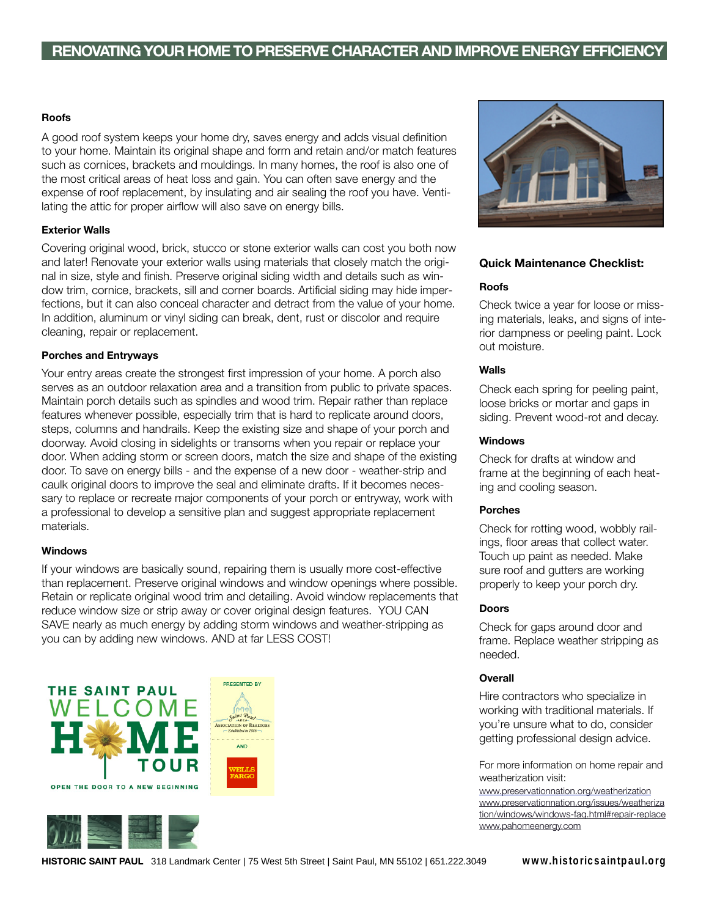# RENOVATING YOUR HOME TO PRESERVE CHARACTER AND IMPROVE ENERGY EFFICIENCY

### Roofs

A good roof system keeps your home dry, saves energy and adds visual definition to your home. Maintain its original shape and form and retain and/or match features such as cornices, brackets and mouldings. In many homes, the roof is also one of the most critical areas of heat loss and gain. You can often save energy and the expense of roof replacement, by insulating and air sealing the roof you have. Ventilating the attic for proper airflow will also save on energy bills.

### Exterior Walls

Covering original wood, brick, stucco or stone exterior walls can cost you both now and later! Renovate your exterior walls using materials that closely match the original in size, style and finish. Preserve original siding width and details such as window trim, cornice, brackets, sill and corner boards. Artificial siding may hide imperfections, but it can also conceal character and detract from the value of your home. In addition, aluminum or vinyl siding can break, dent, rust or discolor and require cleaning, repair or replacement.

### Porches and Entryways

Your entry areas create the strongest first impression of your home. A porch also serves as an outdoor relaxation area and a transition from public to private spaces. Maintain porch details such as spindles and wood trim. Repair rather than replace features whenever possible, especially trim that is hard to replicate around doors, steps, columns and handrails. Keep the existing size and shape of your porch and doorway. Avoid closing in sidelights or transoms when you repair or replace your door. When adding storm or screen doors, match the size and shape of the existing door. To save on energy bills - and the expense of a new door - weather-strip and caulk original doors to improve the seal and eliminate drafts. If it becomes necessary to replace or recreate major components of your porch or entryway, work with a professional to develop a sensitive plan and suggest appropriate replacement materials.

### Windows

If your windows are basically sound, repairing them is usually more cost-effective than replacement. Preserve original windows and window openings where possible. Retain or replicate original wood trim and detailing. Avoid window replacements that reduce window size or strip away or cover original design features. YOU CAN SAVE nearly as much energy by adding storm windows and weather-stripping as you can by adding new windows. AND at far LESS COST!

THE SAINT PAUL WELCOME HOME TOUR

OPEN THE DOOR TO A NEW BEGINNING

PRESENTED BY Saint Paul Area Association of Realtors, Established in 1890 AND WELLS FARGO

## Quick Maintenance Checklist:

### Roofs

Check twice a year for loose or missing materials, leaks, and signs of interior dampness or peeling paint. Lock out moisture.

### Walls

Check each spring for peeling paint, loose bricks or mortar and gaps in siding. Prevent wood-rot and decay.

### Windows

Check for drafts at window and frame at the beginning of each heating and cooling season.

### Porches

Check for rotting wood, wobbly railings, floor areas that collect water. Touch up paint as needed. Make sure roof and gutters are working properly to keep your porch dry.

### Doors

Check for gaps around door and frame. Replace weather stripping as needed.

### Overall

Hire contractors who specialize in working with traditional materials. If you're unsure what to do, consider getting professional design advice.

For more information on home repair and weatherization visit:
www.preservationnation.org/weatherization
www.preservationnation.org/issues/weatherization/windows/windows-faq.html#repair-replace
www.pahomeenergy.com

**HISTORIC SAINT PAUL** 318 Landmark Center | 75 West 5th Street | Saint Paul, MN 55102 | 651.222.3049 **www.historicsaintpaul.org**